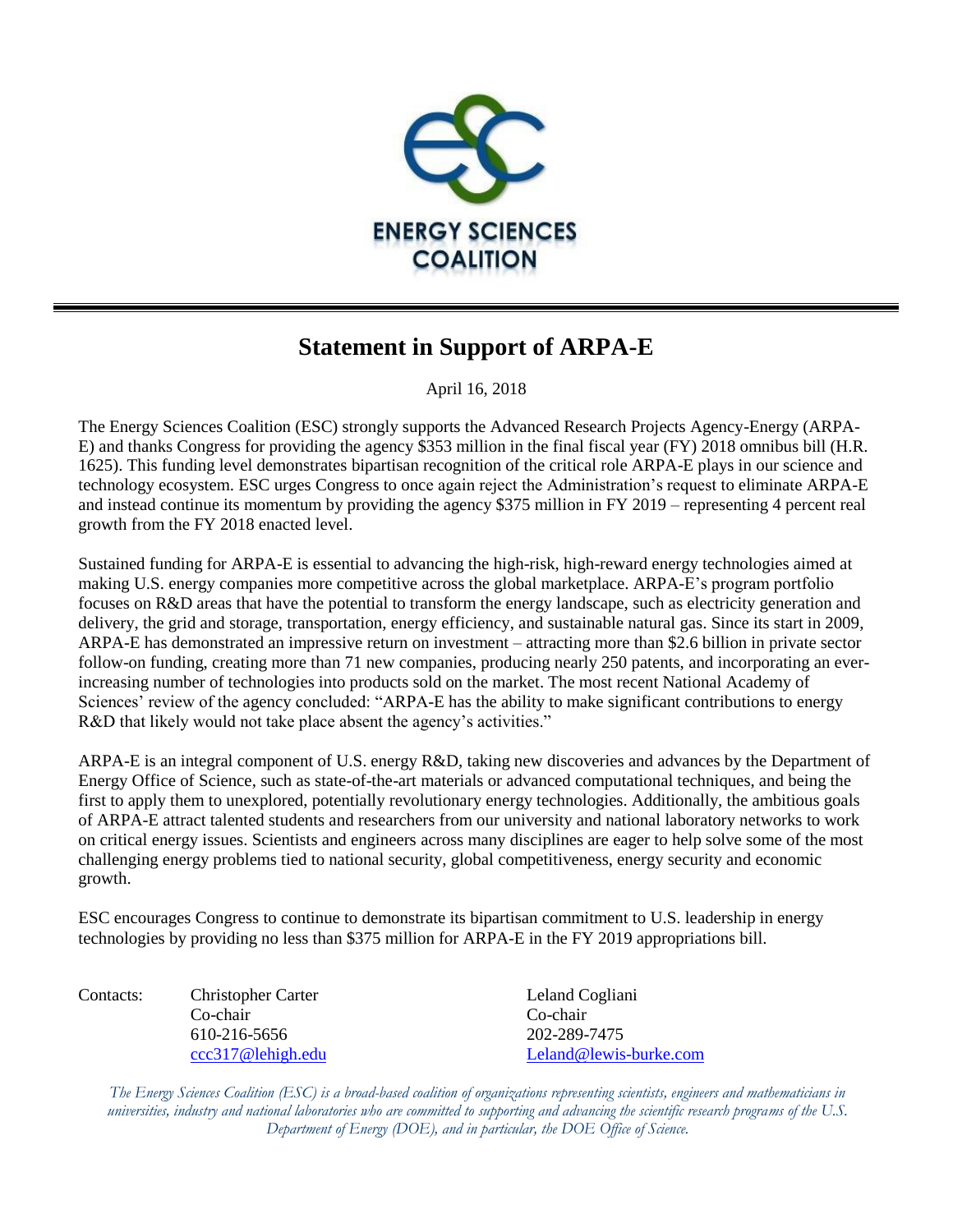ENERGY SCIENCES COALITION

# Statement in Support of ARPA-E

April 16, 2018

The Energy Sciences Coalition (ESC) strongly supports the Advanced Research Projects Agency-Energy (ARPA-E) and thanks Congress for providing the agency $353 million in the final fiscal year (FY) 2018 omnibus bill (H.R. 1625). This funding level demonstrates bipartisan recognition of the critical role ARPA-E plays in our science and technology ecosystem. ESC urges Congress to once again reject the Administration's request to eliminate ARPA-E and instead continue its momentum by providing the agency $375 million in FY 2019 – representing 4 percent real growth from the FY 2018 enacted level.

Sustained funding for ARPA-E is essential to advancing the high-risk, high-reward energy technologies aimed at making U.S. energy companies more competitive across the global marketplace. ARPA-E's program portfolio focuses on R&D areas that have the potential to transform the energy landscape, such as electricity generation and delivery, the grid and storage, transportation, energy efficiency, and sustainable natural gas. Since its start in 2009, ARPA-E has demonstrated an impressive return on investment – attracting more than $2.6 billion in private sector follow-on funding, creating more than 71 new companies, producing nearly 250 patents, and incorporating an ever-increasing number of technologies into products sold on the market. The most recent National Academy of Sciences' review of the agency concluded: "ARPA-E has the ability to make significant contributions to energy R&D that likely would not take place absent the agency's activities."

ARPA-E is an integral component of U.S. energy R&D, taking new discoveries and advances by the Department of Energy Office of Science, such as state-of-the-art materials or advanced computational techniques, and being the first to apply them to unexplored, potentially revolutionary energy technologies. Additionally, the ambitious goals of ARPA-E attract talented students and researchers from our university and national laboratory networks to work on critical energy issues. Scientists and engineers across many disciplines are eager to help solve some of the most challenging energy problems tied to national security, global competitiveness, energy security and economic growth.

ESC encourages Congress to continue to demonstrate its bipartisan commitment to U.S. leadership in energy technologies by providing no less than $375 million for ARPA-E in the FY 2019 appropriations bill.

Contacts:

Christopher Carter
Co-chair
610-216-5656
ccc317@lehigh.edu

Leland Cogliani
Co-chair
202-289-7475
Leland@lewis-burke.com

*The Energy Sciences Coalition (ESC) is a broad-based coalition of organizations representing scientists, engineers and mathematicians in universities, industry and national laboratories who are committed to supporting and advancing the scientific research programs of the U.S. Department of Energy (DOE), and in particular, the DOE Office of Science.*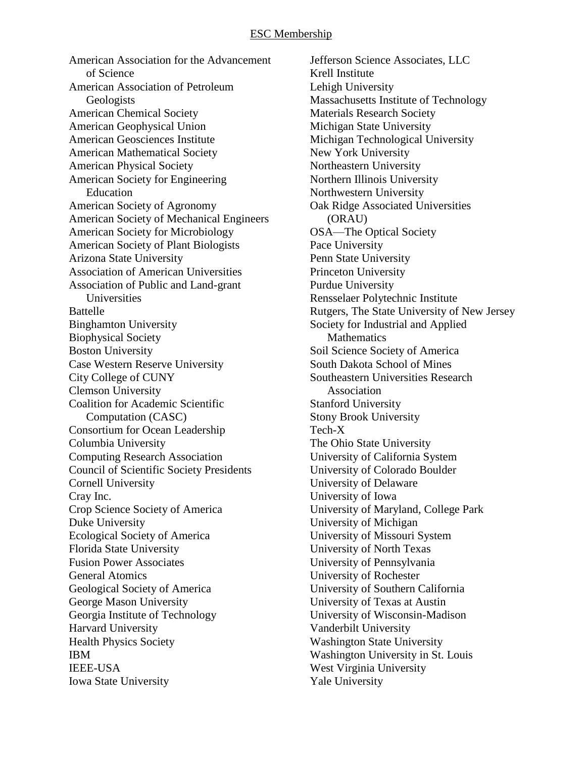ESC Membership

American Association for the Advancement of Science
American Association of Petroleum Geologists
American Chemical Society
American Geophysical Union
American Geosciences Institute
American Mathematical Society
American Physical Society
American Society for Engineering Education
American Society of Agronomy
American Society of Mechanical Engineers
American Society for Microbiology
American Society of Plant Biologists
Arizona State University
Association of American Universities
Association of Public and Land-grant Universities
Battelle
Binghamton University
Biophysical Society
Boston University
Case Western Reserve University
City College of CUNY
Clemson University
Coalition for Academic Scientific Computation (CASC)
Consortium for Ocean Leadership
Columbia University
Computing Research Association
Council of Scientific Society Presidents
Cornell University
Cray Inc.
Crop Science Society of America
Duke University
Ecological Society of America
Florida State University
Fusion Power Associates
General Atomics
Geological Society of America
George Mason University
Georgia Institute of Technology
Harvard University
Health Physics Society
IBM
IEEE-USA
Iowa State University
Jefferson Science Associates, LLC
Krell Institute
Lehigh University
Massachusetts Institute of Technology
Materials Research Society
Michigan State University
Michigan Technological University
New York University
Northeastern University
Northern Illinois University
Northwestern University
Oak Ridge Associated Universities (ORAU)
OSA—The Optical Society
Pace University
Penn State University
Princeton University
Purdue University
Rensselaer Polytechnic Institute
Rutgers, The State University of New Jersey
Society for Industrial and Applied Mathematics
Soil Science Society of America
South Dakota School of Mines
Southeastern Universities Research Association
Stanford University
Stony Brook University
Tech-X
The Ohio State University
University of California System
University of Colorado Boulder
University of Delaware
University of Iowa
University of Maryland, College Park
University of Michigan
University of Missouri System
University of North Texas
University of Pennsylvania
University of Rochester
University of Southern California
University of Texas at Austin
University of Wisconsin-Madison
Vanderbilt University
Washington State University
Washington University in St. Louis
West Virginia University
Yale University